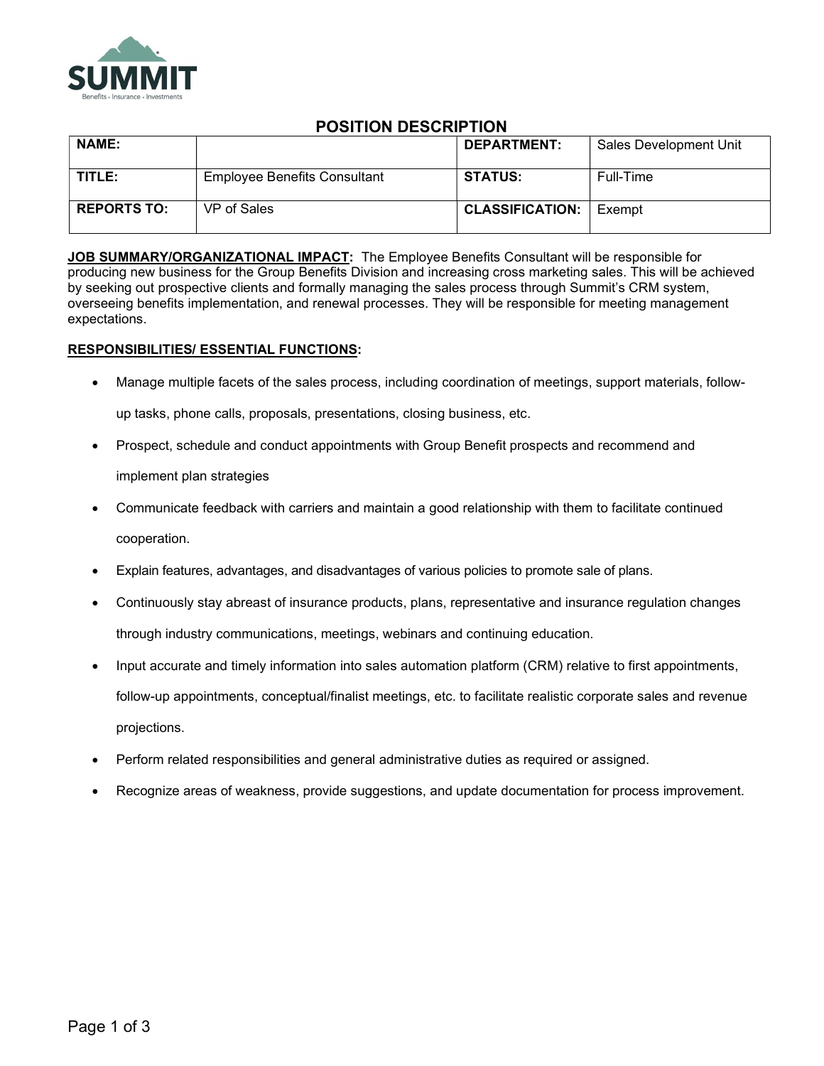SUMMIT

Benefits • Insurance • Investments

# POSITION DESCRIPTION

| NAME: | | DEPARTMENT: | Sales Development Unit |
|---|---|---|---|
| TITLE: | Employee Benefits Consultant | STATUS: | Full-Time |
| REPORTS TO: | VP of Sales | CLASSIFICATION: | Exempt |

**JOB SUMMARY/ORGANIZATIONAL IMPACT:** The Employee Benefits Consultant will be responsible for producing new business for the Group Benefits Division and increasing cross marketing sales. This will be achieved by seeking out prospective clients and formally managing the sales process through Summit's CRM system, overseeing benefits implementation, and renewal processes. They will be responsible for meeting management expectations.

**RESPONSIBILITIES/ ESSENTIAL FUNCTIONS:**

- Manage multiple facets of the sales process, including coordination of meetings, support materials, follow-up tasks, phone calls, proposals, presentations, closing business, etc.
- Prospect, schedule and conduct appointments with Group Benefit prospects and recommend and implement plan strategies
- Communicate feedback with carriers and maintain a good relationship with them to facilitate continued cooperation.
- Explain features, advantages, and disadvantages of various policies to promote sale of plans.
- Continuously stay abreast of insurance products, plans, representative and insurance regulation changes through industry communications, meetings, webinars and continuing education.
- Input accurate and timely information into sales automation platform (CRM) relative to first appointments, follow-up appointments, conceptual/finalist meetings, etc. to facilitate realistic corporate sales and revenue projections.
- Perform related responsibilities and general administrative duties as required or assigned.
- Recognize areas of weakness, provide suggestions, and update documentation for process improvement.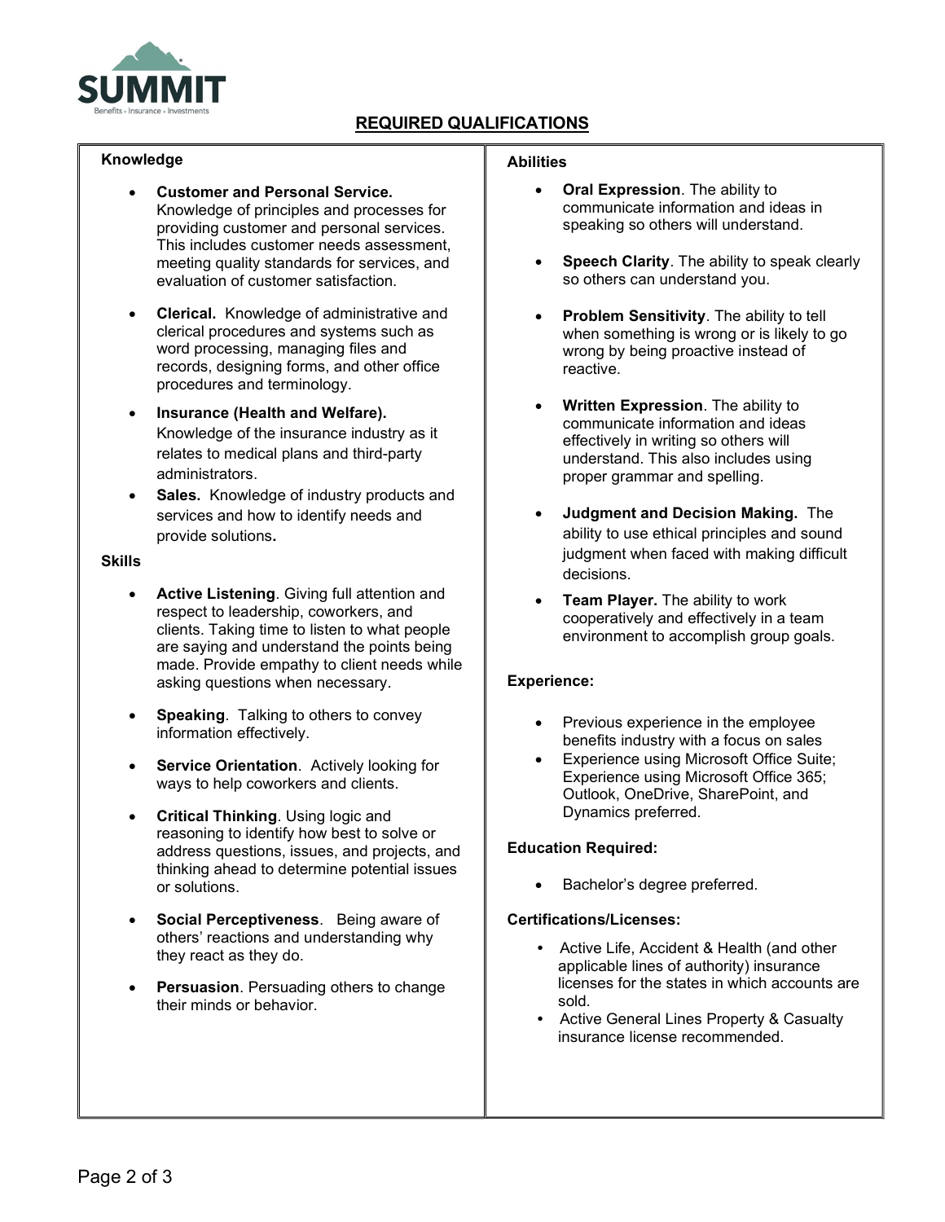## REQUIRED QUALIFICATIONS

### Knowledge

- **Customer and Personal Service.** Knowledge of principles and processes for providing customer and personal services. This includes customer needs assessment, meeting quality standards for services, and evaluation of customer satisfaction.
- **Clerical.** Knowledge of administrative and clerical procedures and systems such as word processing, managing files and records, designing forms, and other office procedures and terminology.
- **Insurance (Health and Welfare).** Knowledge of the insurance industry as it relates to medical plans and third-party administrators.
- **Sales.** Knowledge of industry products and services and how to identify needs and provide solutions.

### Skills

- **Active Listening**. Giving full attention and respect to leadership, coworkers, and clients. Taking time to listen to what people are saying and understand the points being made. Provide empathy to client needs while asking questions when necessary.
- **Speaking**. Talking to others to convey information effectively.
- **Service Orientation**. Actively looking for ways to help coworkers and clients.
- **Critical Thinking**. Using logic and reasoning to identify how best to solve or address questions, issues, and projects, and thinking ahead to determine potential issues or solutions.
- **Social Perceptiveness**. Being aware of others' reactions and understanding why they react as they do.
- **Persuasion**. Persuading others to change their minds or behavior.

### Abilities

- **Oral Expression**. The ability to communicate information and ideas in speaking so others will understand.
- **Speech Clarity**. The ability to speak clearly so others can understand you.
- **Problem Sensitivity**. The ability to tell when something is wrong or is likely to go wrong by being proactive instead of reactive.
- **Written Expression**. The ability to communicate information and ideas effectively in writing so others will understand. This also includes using proper grammar and spelling.
- **Judgment and Decision Making.** The ability to use ethical principles and sound judgment when faced with making difficult decisions.
- **Team Player.** The ability to work cooperatively and effectively in a team environment to accomplish group goals.

### Experience:

- Previous experience in the employee benefits industry with a focus on sales
- Experience using Microsoft Office Suite; Experience using Microsoft Office 365; Outlook, OneDrive, SharePoint, and Dynamics preferred.

### Education Required:

- Bachelor's degree preferred.

### Certifications/Licenses:

- Active Life, Accident & Health (and other applicable lines of authority) insurance licenses for the states in which accounts are sold.
- Active General Lines Property & Casualty insurance license recommended.